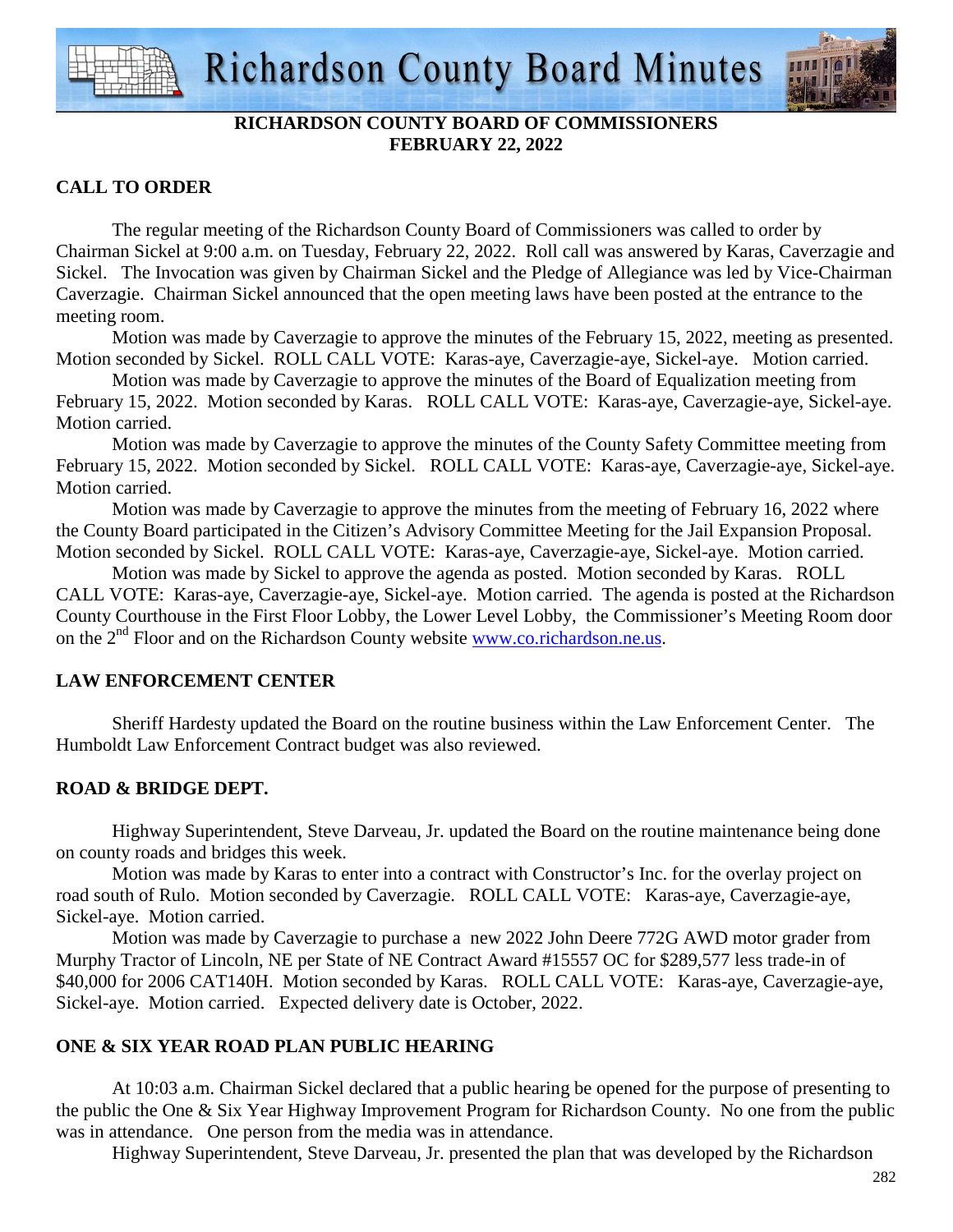# Richardson County Board Minutes

**RICHARDSON COUNTY BOARD OF COMMISSIONERS**
**FEBRUARY 22, 2022**

## CALL TO ORDER

The regular meeting of the Richardson County Board of Commissioners was called to order by Chairman Sickel at 9:00 a.m. on Tuesday, February 22, 2022. Roll call was answered by Karas, Caverzagie and Sickel. The Invocation was given by Chairman Sickel and the Pledge of Allegiance was led by Vice-Chairman Caverzagie. Chairman Sickel announced that the open meeting laws have been posted at the entrance to the meeting room.

Motion was made by Caverzagie to approve the minutes of the February 15, 2022, meeting as presented. Motion seconded by Sickel. ROLL CALL VOTE: Karas-aye, Caverzagie-aye, Sickel-aye. Motion carried.

Motion was made by Caverzagie to approve the minutes of the Board of Equalization meeting from February 15, 2022. Motion seconded by Karas. ROLL CALL VOTE: Karas-aye, Caverzagie-aye, Sickel-aye. Motion carried.

Motion was made by Caverzagie to approve the minutes of the County Safety Committee meeting from February 15, 2022. Motion seconded by Sickel. ROLL CALL VOTE: Karas-aye, Caverzagie-aye, Sickel-aye. Motion carried.

Motion was made by Caverzagie to approve the minutes from the meeting of February 16, 2022 where the County Board participated in the Citizen's Advisory Committee Meeting for the Jail Expansion Proposal. Motion seconded by Sickel. ROLL CALL VOTE: Karas-aye, Caverzagie-aye, Sickel-aye. Motion carried.

Motion was made by Sickel to approve the agenda as posted. Motion seconded by Karas. ROLL CALL VOTE: Karas-aye, Caverzagie-aye, Sickel-aye. Motion carried. The agenda is posted at the Richardson County Courthouse in the First Floor Lobby, the Lower Level Lobby, the Commissioner's Meeting Room door on the 2nd Floor and on the Richardson County website www.co.richardson.ne.us.

## LAW ENFORCEMENT CENTER

Sheriff Hardesty updated the Board on the routine business within the Law Enforcement Center. The Humboldt Law Enforcement Contract budget was also reviewed.

## ROAD & BRIDGE DEPT.

Highway Superintendent, Steve Darveau, Jr. updated the Board on the routine maintenance being done on county roads and bridges this week.

Motion was made by Karas to enter into a contract with Constructor's Inc. for the overlay project on road south of Rulo. Motion seconded by Caverzagie. ROLL CALL VOTE: Karas-aye, Caverzagie-aye, Sickel-aye. Motion carried.

Motion was made by Caverzagie to purchase a new 2022 John Deere 772G AWD motor grader from Murphy Tractor of Lincoln, NE per State of NE Contract Award #15557 OC for $289,577 less trade-in of $40,000 for 2006 CAT140H. Motion seconded by Karas. ROLL CALL VOTE: Karas-aye, Caverzagie-aye, Sickel-aye. Motion carried. Expected delivery date is October, 2022.

## ONE & SIX YEAR ROAD PLAN PUBLIC HEARING

At 10:03 a.m. Chairman Sickel declared that a public hearing be opened for the purpose of presenting to the public the One & Six Year Highway Improvement Program for Richardson County. No one from the public was in attendance. One person from the media was in attendance.

Highway Superintendent, Steve Darveau, Jr. presented the plan that was developed by the Richardson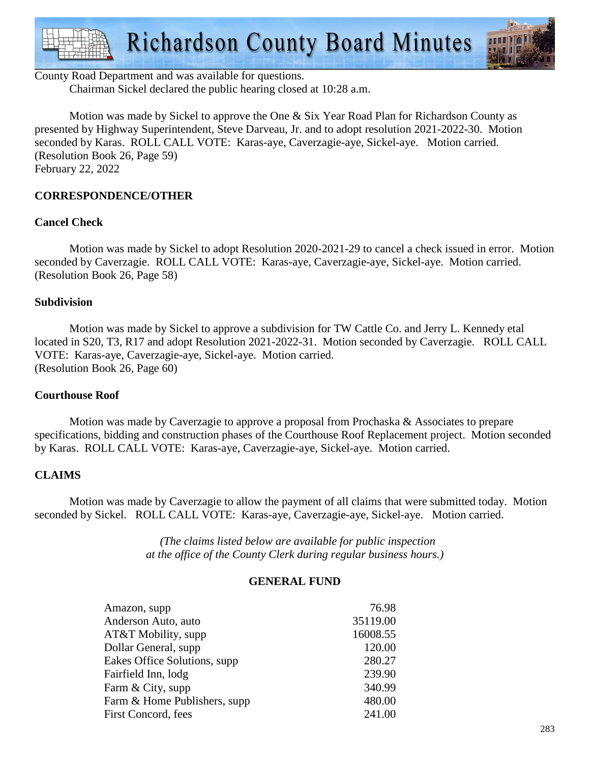County Road Department and was available for questions.

Chairman Sickel declared the public hearing closed at 10:28 a.m.

Motion was made by Sickel to approve the One & Six Year Road Plan for Richardson County as presented by Highway Superintendent, Steve Darveau, Jr. and to adopt resolution 2021-2022-30. Motion seconded by Karas. ROLL CALL VOTE: Karas-aye, Caverzagie-aye, Sickel-aye. Motion carried. (Resolution Book 26, Page 59)
February 22, 2022

## CORRESPONDENCE/OTHER

### Cancel Check

Motion was made by Sickel to adopt Resolution 2020-2021-29 to cancel a check issued in error. Motion seconded by Caverzagie. ROLL CALL VOTE: Karas-aye, Caverzagie-aye, Sickel-aye. Motion carried. (Resolution Book 26, Page 58)

### Subdivision

Motion was made by Sickel to approve a subdivision for TW Cattle Co. and Jerry L. Kennedy etal located in S20, T3, R17 and adopt Resolution 2021-2022-31. Motion seconded by Caverzagie. ROLL CALL VOTE: Karas-aye, Caverzagie-aye, Sickel-aye. Motion carried.
(Resolution Book 26, Page 60)

### Courthouse Roof

Motion was made by Caverzagie to approve a proposal from Prochaska & Associates to prepare specifications, bidding and construction phases of the Courthouse Roof Replacement project. Motion seconded by Karas. ROLL CALL VOTE: Karas-aye, Caverzagie-aye, Sickel-aye. Motion carried.

## CLAIMS

Motion was made by Caverzagie to allow the payment of all claims that were submitted today. Motion seconded by Sickel. ROLL CALL VOTE: Karas-aye, Caverzagie-aye, Sickel-aye. Motion carried.

*(The claims listed below are available for public inspection at the office of the County Clerk during regular business hours.)*

### GENERAL FUND

| | |
|---|---:|
| Amazon, supp | 76.98 |
| Anderson Auto, auto | 35119.00 |
| AT&T Mobility, supp | 16008.55 |
| Dollar General, supp | 120.00 |
| Eakes Office Solutions, supp | 280.27 |
| Fairfield Inn, lodg | 239.90 |
| Farm & City, supp | 340.99 |
| Farm & Home Publishers, supp | 480.00 |
| First Concord, fees | 241.00 |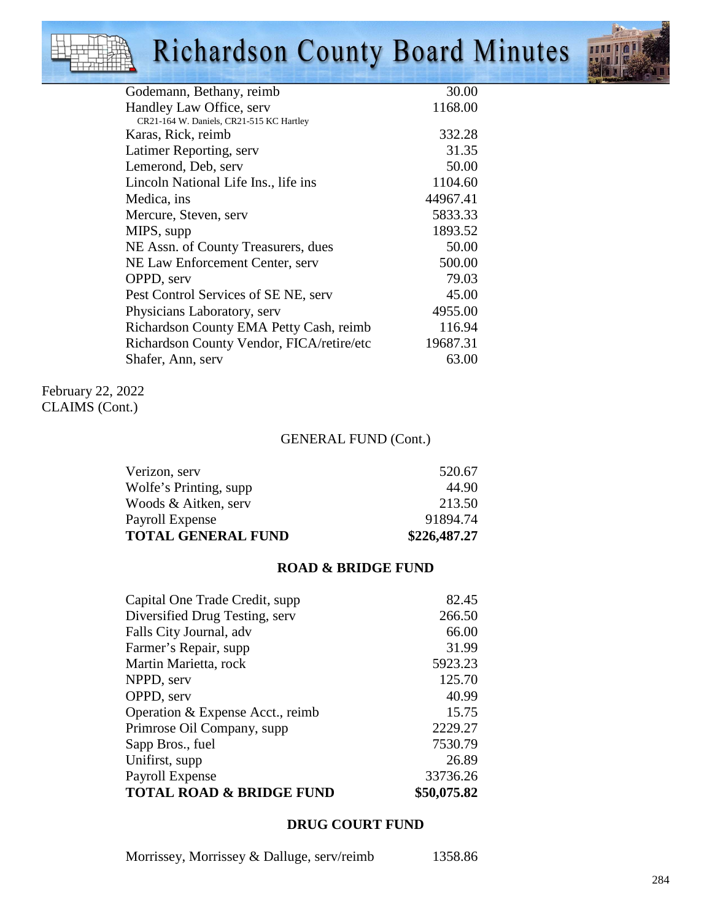| | |
|---|---|
| Godemann, Bethany, reimb | 30.00 |
| Handley Law Office, serv<br>CR21-164 W. Daniels, CR21-515 KC Hartley | 1168.00 |
| Karas, Rick, reimb | 332.28 |
| Latimer Reporting, serv | 31.35 |
| Lemerond, Deb, serv | 50.00 |
| Lincoln National Life Ins., life ins | 1104.60 |
| Medica, ins | 44967.41 |
| Mercure, Steven, serv | 5833.33 |
| MIPS, supp | 1893.52 |
| NE Assn. of County Treasurers, dues | 50.00 |
| NE Law Enforcement Center, serv | 500.00 |
| OPPD, serv | 79.03 |
| Pest Control Services of SE NE, serv | 45.00 |
| Physicians Laboratory, serv | 4955.00 |
| Richardson County EMA Petty Cash, reimb | 116.94 |
| Richardson County Vendor, FICA/retire/etc | 19687.31 |
| Shafer, Ann, serv | 63.00 |

February 22, 2022
CLAIMS (Cont.)

GENERAL FUND (Cont.)

| | |
|---|---|
| Verizon, serv | 520.67 |
| Wolfe's Printing, supp | 44.90 |
| Woods & Aitken, serv | 213.50 |
| Payroll Expense | 91894.74 |
| **TOTAL GENERAL FUND** | **$226,487.27** |

**ROAD & BRIDGE FUND**

| | |
|---|---|
| Capital One Trade Credit, supp | 82.45 |
| Diversified Drug Testing, serv | 266.50 |
| Falls City Journal, adv | 66.00 |
| Farmer's Repair, supp | 31.99 |
| Martin Marietta, rock | 5923.23 |
| NPPD, serv | 125.70 |
| OPPD, serv | 40.99 |
| Operation & Expense Acct., reimb | 15.75 |
| Primrose Oil Company, supp | 2229.27 |
| Sapp Bros., fuel | 7530.79 |
| Unifirst, supp | 26.89 |
| Payroll Expense | 33736.26 |
| **TOTAL ROAD & BRIDGE FUND** | **$50,075.82** |

**DRUG COURT FUND**

| | |
|---|---|
| Morrissey, Morrissey & Dalluge, serv/reimb | 1358.86 |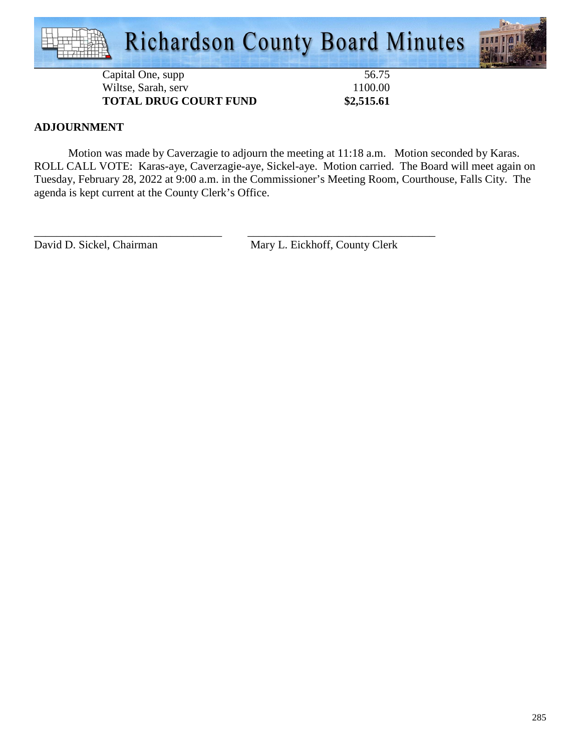| | |
|---|---|
| Capital One, supp | 56.75 |
| Wiltse, Sarah, serv | 1100.00 |
| **TOTAL DRUG COURT FUND** | **$2,515.61** |

**ADJOURNMENT**

Motion was made by Caverzagie to adjourn the meeting at 11:18 a.m. Motion seconded by Karas. ROLL CALL VOTE: Karas-aye, Caverzagie-aye, Sickel-aye. Motion carried. The Board will meet again on Tuesday, February 28, 2022 at 9:00 a.m. in the Commissioner's Meeting Room, Courthouse, Falls City. The agenda is kept current at the County Clerk's Office.

_________________________________ _________________________________

David D. Sickel, Chairman Mary L. Eickhoff, County Clerk